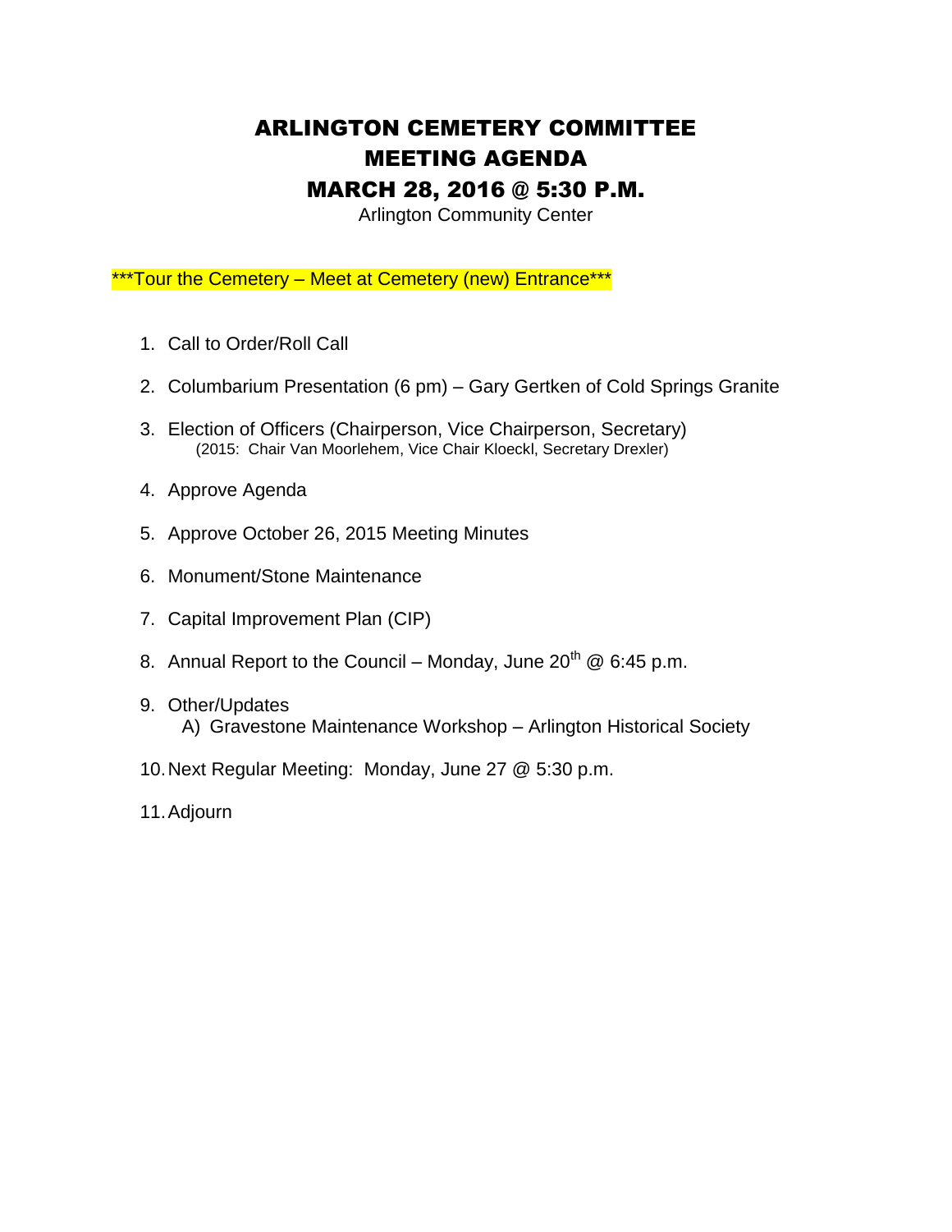# ARLINGTON CEMETERY COMMITTEE
# MEETING AGENDA
# MARCH 28, 2016 @ 5:30 P.M.

Arlington Community Center

\*\*\*Tour the Cemetery – Meet at Cemetery (new) Entrance\*\*\*

1. Call to Order/Roll Call
2. Columbarium Presentation (6 pm) – Gary Gertken of Cold Springs Granite
3. Election of Officers (Chairperson, Vice Chairperson, Secretary)
   (2015: Chair Van Moorlehem, Vice Chair Kloeckl, Secretary Drexler)
4. Approve Agenda
5. Approve October 26, 2015 Meeting Minutes
6. Monument/Stone Maintenance
7. Capital Improvement Plan (CIP)
8. Annual Report to the Council – Monday, June 20th @ 6:45 p.m.
9. Other/Updates
   A) Gravestone Maintenance Workshop – Arlington Historical Society
10. Next Regular Meeting: Monday, June 27 @ 5:30 p.m.
11. Adjourn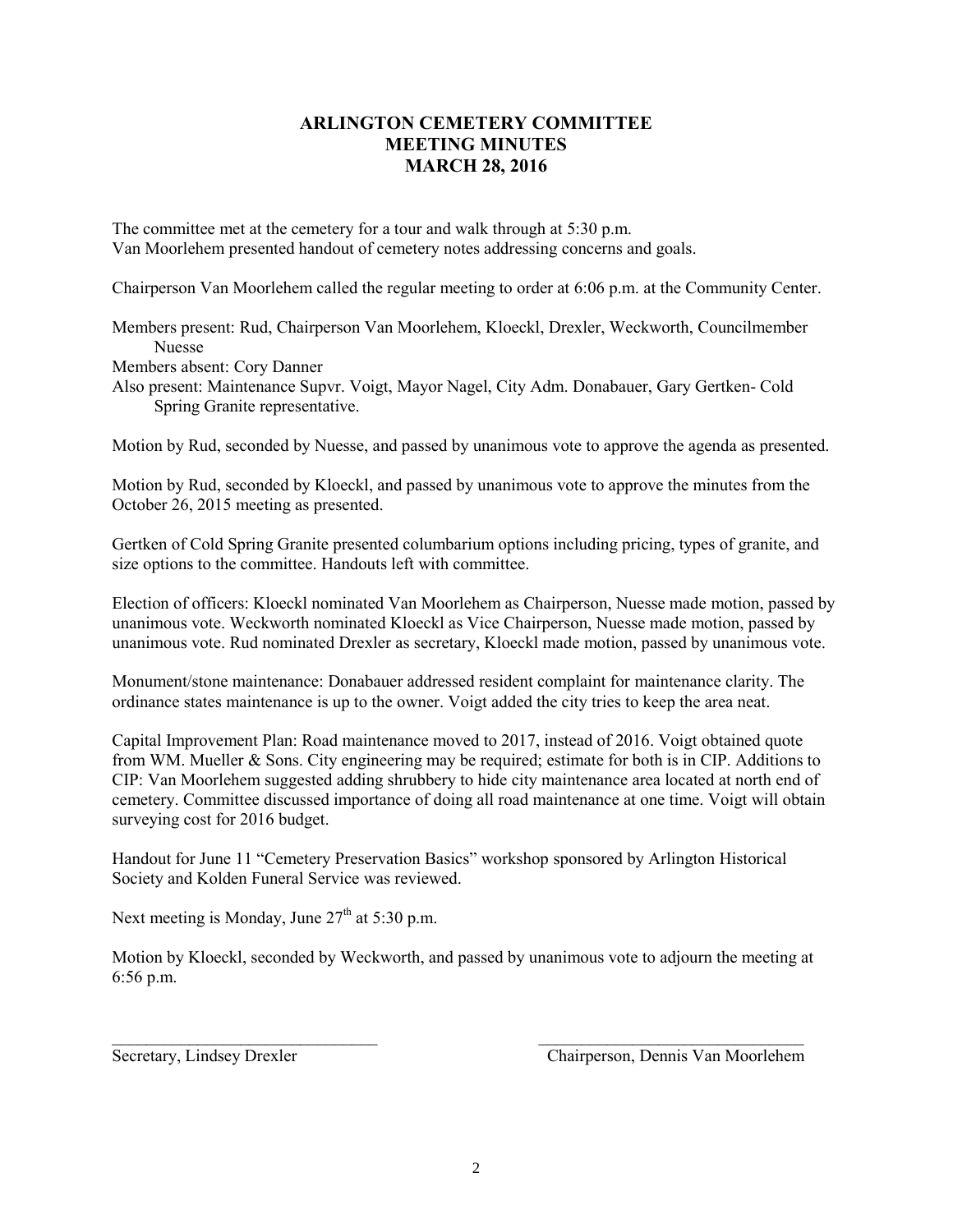# ARLINGTON CEMETERY COMMITTEE
# MEETING MINUTES
# MARCH 28, 2016

The committee met at the cemetery for a tour and walk through at 5:30 p.m.
Van Moorlehem presented handout of cemetery notes addressing concerns and goals.

Chairperson Van Moorlehem called the regular meeting to order at 6:06 p.m. at the Community Center.

Members present: Rud, Chairperson Van Moorlehem, Kloeckl, Drexler, Weckworth, Councilmember Nuesse
Members absent: Cory Danner
Also present: Maintenance Supvr. Voigt, Mayor Nagel, City Adm. Donabauer, Gary Gertken- Cold Spring Granite representative.

Motion by Rud, seconded by Nuesse, and passed by unanimous vote to approve the agenda as presented.

Motion by Rud, seconded by Kloeckl, and passed by unanimous vote to approve the minutes from the October 26, 2015 meeting as presented.

Gertken of Cold Spring Granite presented columbarium options including pricing, types of granite, and size options to the committee. Handouts left with committee.

Election of officers: Kloeckl nominated Van Moorlehem as Chairperson, Nuesse made motion, passed by unanimous vote. Weckworth nominated Kloeckl as Vice Chairperson, Nuesse made motion, passed by unanimous vote. Rud nominated Drexler as secretary, Kloeckl made motion, passed by unanimous vote.

Monument/stone maintenance: Donabauer addressed resident complaint for maintenance clarity. The ordinance states maintenance is up to the owner. Voigt added the city tries to keep the area neat.

Capital Improvement Plan: Road maintenance moved to 2017, instead of 2016. Voigt obtained quote from WM. Mueller & Sons. City engineering may be required; estimate for both is in CIP. Additions to CIP: Van Moorlehem suggested adding shrubbery to hide city maintenance area located at north end of cemetery. Committee discussed importance of doing all road maintenance at one time. Voigt will obtain surveying cost for 2016 budget.

Handout for June 11 "Cemetery Preservation Basics" workshop sponsored by Arlington Historical Society and Kolden Funeral Service was reviewed.

Next meeting is Monday, June 27th at 5:30 p.m.

Motion by Kloeckl, seconded by Weckworth, and passed by unanimous vote to adjourn the meeting at 6:56 p.m.

\_\_\_\_\_\_\_\_\_\_\_\_\_\_\_\_\_\_\_\_\_\_\_\_\_\_\_\_\_\_\_\_
Secretary, Lindsey Drexler

\_\_\_\_\_\_\_\_\_\_\_\_\_\_\_\_\_\_\_\_\_\_\_\_\_\_\_\_\_\_\_\_
Chairperson, Dennis Van Moorlehem